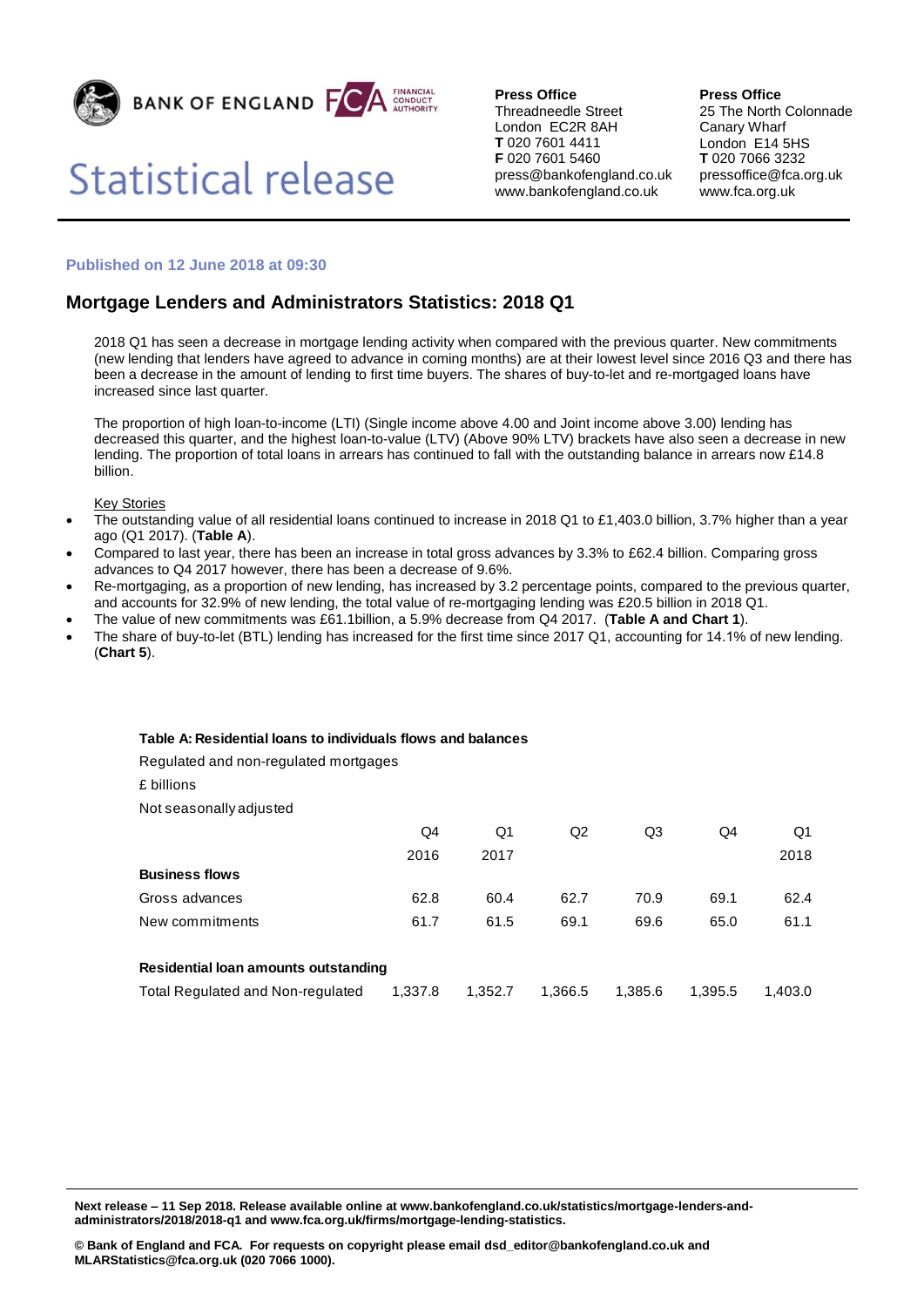BANK OF ENGLAND | FCA FINANCIAL CONDUCT AUTHORITY

# Statistical release

**Press Office**
Threadneedle Street
London EC2R 8AH
**T** 020 7601 4411
**F** 020 7601 5460
press@bankofengland.co.uk
www.bankofengland.co.uk

**Press Office**
25 The North Colonnade
Canary Wharf
London E14 5HS
**T** 020 7066 3232
pressoffice@fca.org.uk
www.fca.org.uk

**Published on 12 June 2018 at 09:30**

## Mortgage Lenders and Administrators Statistics: 2018 Q1

2018 Q1 has seen a decrease in mortgage lending activity when compared with the previous quarter. New commitments (new lending that lenders have agreed to advance in coming months) are at their lowest level since 2016 Q3 and there has been a decrease in the amount of lending to first time buyers. The shares of buy-to-let and re-mortgaged loans have increased since last quarter.

The proportion of high loan-to-income (LTI) (Single income above 4.00 and Joint income above 3.00) lending has decreased this quarter, and the highest loan-to-value (LTV) (Above 90% LTV) brackets have also seen a decrease in new lending. The proportion of total loans in arrears has continued to fall with the outstanding balance in arrears now £14.8 billion.

Key Stories

- The outstanding value of all residential loans continued to increase in 2018 Q1 to £1,403.0 billion, 3.7% higher than a year ago (Q1 2017). (**Table A**).
- Compared to last year, there has been an increase in total gross advances by 3.3% to £62.4 billion. Comparing gross advances to Q4 2017 however, there has been a decrease of 9.6%.
- Re-mortgaging, as a proportion of new lending, has increased by 3.2 percentage points, compared to the previous quarter, and accounts for 32.9% of new lending, the total value of re-mortgaging lending was £20.5 billion in 2018 Q1.
- The value of new commitments was £61.1billion, a 5.9% decrease from Q4 2017. (**Table A and Chart 1**).
- The share of buy-to-let (BTL) lending has increased for the first time since 2017 Q1, accounting for 14.1% of new lending. (**Chart 5**).

**Table A: Residential loans to individuals flows and balances**

Regulated and non-regulated mortgages

£ billions

Not seasonally adjusted

| | Q4 2016 | Q1 2017 | Q2 | Q3 | Q4 | Q1 2018 |
|---|---|---|---|---|---|---|
| **Business flows** | | | | | | |
| Gross advances | 62.8 | 60.4 | 62.7 | 70.9 | 69.1 | 62.4 |
| New commitments | 61.7 | 61.5 | 69.1 | 69.6 | 65.0 | 61.1 |
| **Residential loan amounts outstanding** | | | | | | |
| Total Regulated and Non-regulated | 1,337.8 | 1,352.7 | 1,366.5 | 1,385.6 | 1,395.5 | 1,403.0 |

**Next release – 11 Sep 2018. Release available online at www.bankofengland.co.uk/statistics/mortgage-lenders-and-administrators/2018/2018-q1 and www.fca.org.uk/firms/mortgage-lending-statistics.**

**© Bank of England and FCA. For requests on copyright please email dsd_editor@bankofengland.co.uk and MLARStatistics@fca.org.uk (020 7066 1000).**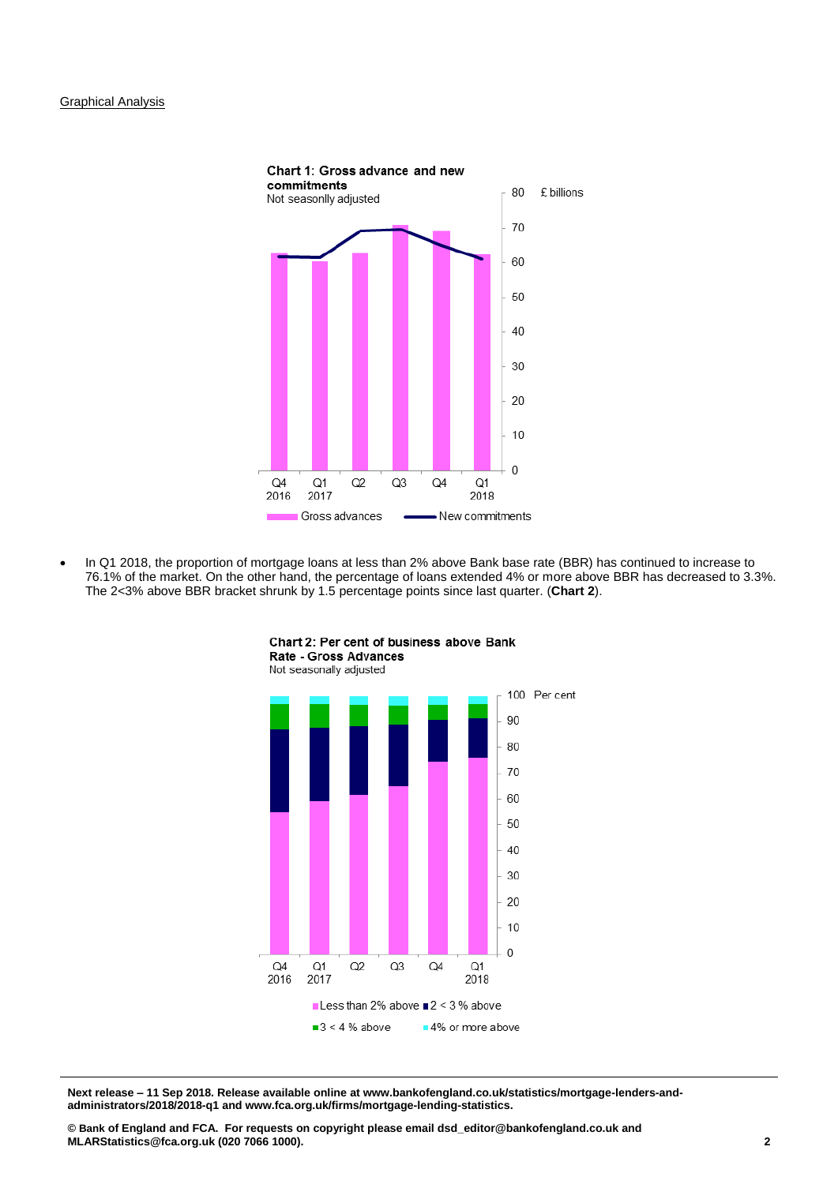Graphical Analysis

**Chart 1: Gross advance and new commitments**
Not seasonlly adjusted

£ billions

Gross advances — New commitments

- In Q1 2018, the proportion of mortgage loans at less than 2% above Bank base rate (BBR) has continued to increase to 76.1% of the market. On the other hand, the percentage of loans extended 4% or more above BBR has decreased to 3.3%. The 2<3% above BBR bracket shrunk by 1.5 percentage points since last quarter. (**Chart 2**).

**Chart 2: Per cent of business above Bank Rate - Gross Advances**
Not seasonally adjusted

Per cent

Less than 2% above, 2 < 3 % above, 3 < 4 % above, 4% or more above

**Next release – 11 Sep 2018. Release available online at www.bankofengland.co.uk/statistics/mortgage-lenders-and-administrators/2018/2018-q1 and www.fca.org.uk/firms/mortgage-lending-statistics.**

**© Bank of England and FCA. For requests on copyright please email dsd_editor@bankofengland.co.uk and MLARStatistics@fca.org.uk (020 7066 1000).**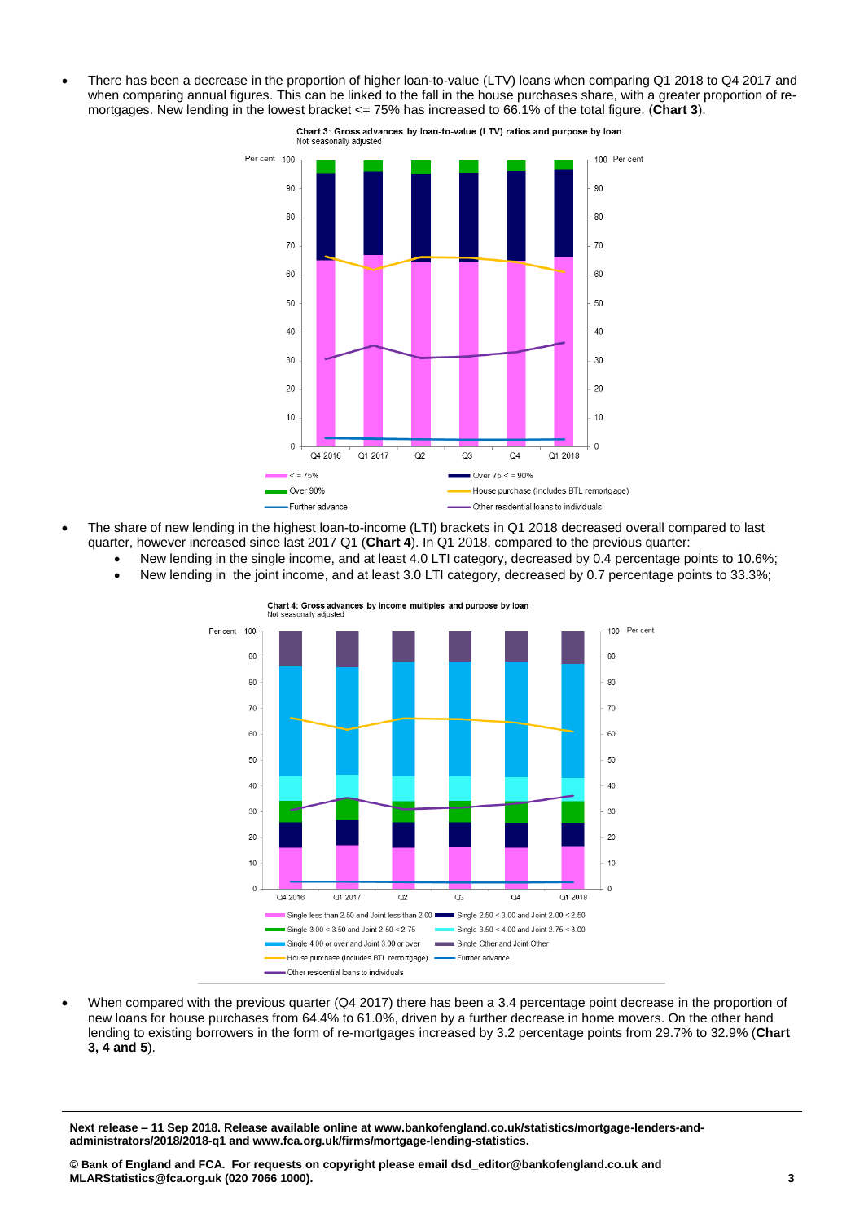- There has been a decrease in the proportion of higher loan-to-value (LTV) loans when comparing Q1 2018 to Q4 2017 and when comparing annual figures. This can be linked to the fall in the house purchases share, with a greater proportion of re-mortgages. New lending in the lowest bracket <= 75% has increased to 66.1% of the total figure. (**Chart 3**).

**Chart 3: Gross advances by loan-to-value (LTV) ratios and purpose by loan**
Not seasonally adjusted

- The share of new lending in the highest loan-to-income (LTI) brackets in Q1 2018 decreased overall compared to last quarter, however increased since last 2017 Q1 (**Chart 4**). In Q1 2018, compared to the previous quarter:
  - New lending in the single income, and at least 4.0 LTI category, decreased by 0.4 percentage points to 10.6%;
  - New lending in the joint income, and at least 3.0 LTI category, decreased by 0.7 percentage points to 33.3%;

**Chart 4: Gross advances by income multiples and purpose by loan**
Not seasonally adjusted

- When compared with the previous quarter (Q4 2017) there has been a 3.4 percentage point decrease in the proportion of new loans for house purchases from 64.4% to 61.0%, driven by a further decrease in home movers. On the other hand lending to existing borrowers in the form of re-mortgages increased by 3.2 percentage points from 29.7% to 32.9% (**Chart 3, 4 and 5**).

---

**Next release – 11 Sep 2018. Release available online at www.bankofengland.co.uk/statistics/mortgage-lenders-and-administrators/2018/2018-q1 and www.fca.org.uk/firms/mortgage-lending-statistics.**

**© Bank of England and FCA. For requests on copyright please email dsd_editor@bankofengland.co.uk and MLARStatistics@fca.org.uk (020 7066 1000).**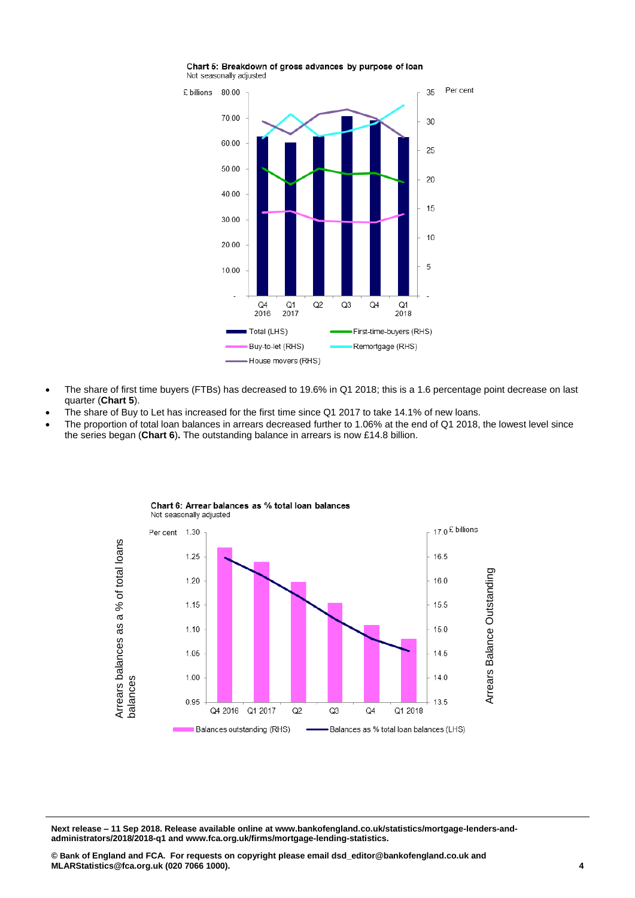**Chart 5: Breakdown of gross advances by purpose of loan**
Not seasonally adjusted

£ billions
80.00
70.00
60.00
50.00
40.00
30.00
20.00
10.00
-

Per cent
35
30
25
20
15
10
5
-

Q4 2016
Q1 2017
Q2
Q3
Q4
Q1 2018

Total (LHS)
First-time-buyers (RHS)
Buy-to-let (RHS)
Remortgage (RHS)
House movers (RHS)

- The share of first time buyers (FTBs) has decreased to 19.6% in Q1 2018; this is a 1.6 percentage point decrease on last quarter (**Chart 5**).
- The share of Buy to Let has increased for the first time since Q1 2017 to take 14.1% of new loans.
- The proportion of total loan balances in arrears decreased further to 1.06% at the end of Q1 2018, the lowest level since the series began (**Chart 6**)**.** The outstanding balance in arrears is now £14.8 billion.

**Chart 6: Arrear balances as % total loan balances**
Not seasonally adjusted

Per cent
1.30
1.25
1.20
1.15
1.10
1.05
1.00
0.95

Arrears balances as a % of total loans balances

£ billions
17.0
16.5
16.0
15.5
15.0
14.5
14.0
13.5

Arrears Balance Outstanding

Q4 2016
Q1 2017
Q2
Q3
Q4
Q1 2018

Balances outstanding (RHS)
Balances as % total loan balances (LHS)

**Next release – 11 Sep 2018. Release available online at www.bankofengland.co.uk/statistics/mortgage-lenders-and-administrators/2018/2018-q1 and www.fca.org.uk/firms/mortgage-lending-statistics.**

**© Bank of England and FCA. For requests on copyright please email dsd_editor@bankofengland.co.uk and MLARStatistics@fca.org.uk (020 7066 1000).**